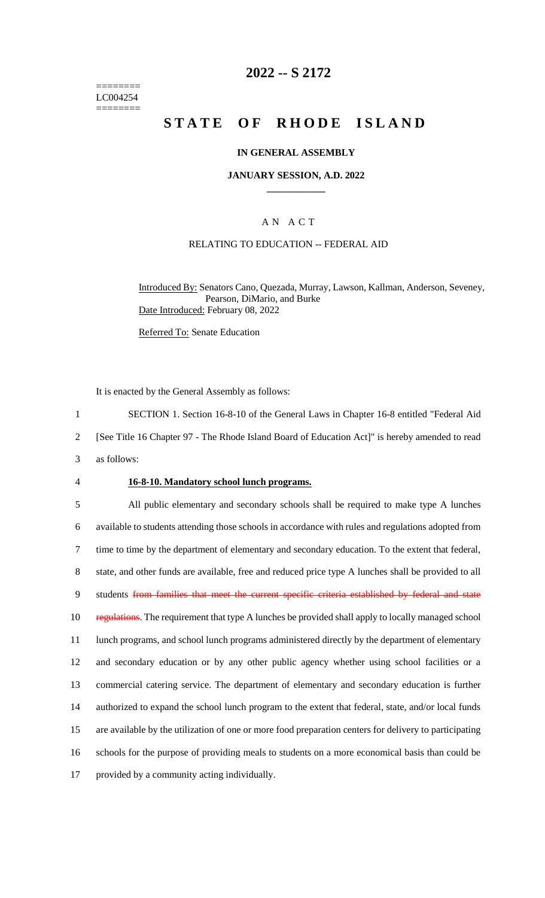========
LC004254
========

# 2022 -- S 2172

# STATE OF RHODE ISLAND

## IN GENERAL ASSEMBLY

### JANUARY SESSION, A.D. 2022

---

## A N A C T

### RELATING TO EDUCATION -- FEDERAL AID

Introduced By: Senators Cano, Quezada, Murray, Lawson, Kallman, Anderson, Seveney, Pearson, DiMario, and Burke

Date Introduced: February 08, 2022

Referred To: Senate Education

It is enacted by the General Assembly as follows:

1 SECTION 1. Section 16-8-10 of the General Laws in Chapter 16-8 entitled "Federal Aid
2 [See Title 16 Chapter 97 - The Rhode Island Board of Education Act]" is hereby amended to read
3 as follows:

4 **16-8-10. Mandatory school lunch programs.**

5 All public elementary and secondary schools shall be required to make type A lunches
6 available to students attending those schools in accordance with rules and regulations adopted from
7 time to time by the department of elementary and secondary education. To the extent that federal,
8 state, and other funds are available, free and reduced price type A lunches shall be provided to all
9 students ~~from families that meet the current specific criteria established by federal and state~~
10 ~~regulations~~. The requirement that type A lunches be provided shall apply to locally managed school
11 lunch programs, and school lunch programs administered directly by the department of elementary
12 and secondary education or by any other public agency whether using school facilities or a
13 commercial catering service. The department of elementary and secondary education is further
14 authorized to expand the school lunch program to the extent that federal, state, and/or local funds
15 are available by the utilization of one or more food preparation centers for delivery to participating
16 schools for the purpose of providing meals to students on a more economical basis than could be
17 provided by a community acting individually.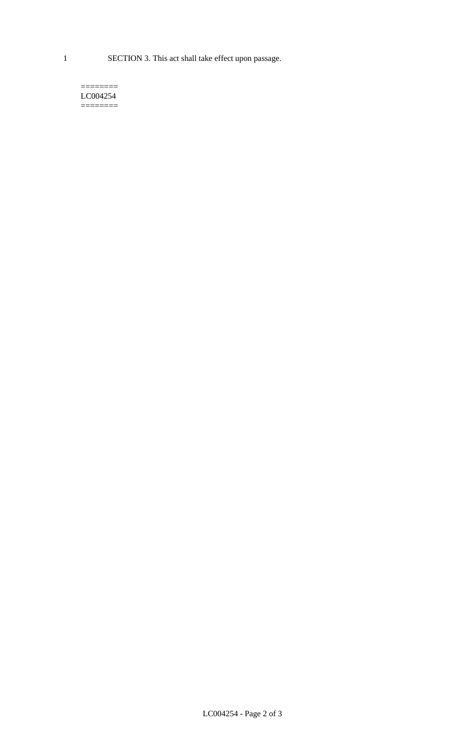SECTION 3. This act shall take effect upon passage.

========
LC004254
========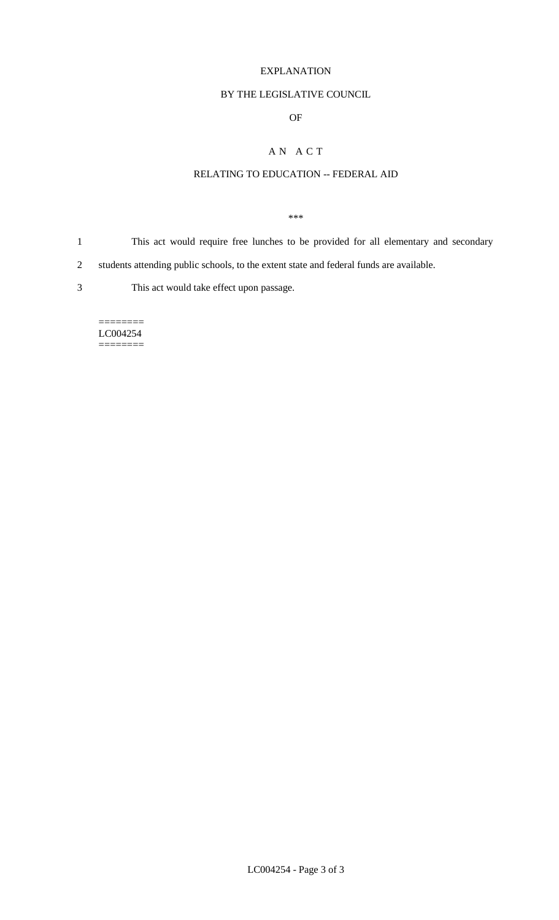EXPLANATION

BY THE LEGISLATIVE COUNCIL

OF

A N A C T

RELATING TO EDUCATION -- FEDERAL AID

\*\*\*

1 This act would require free lunches to be provided for all elementary and secondary

2 students attending public schools, to the extent state and federal funds are available.

3 This act would take effect upon passage.

========
LC004254
========